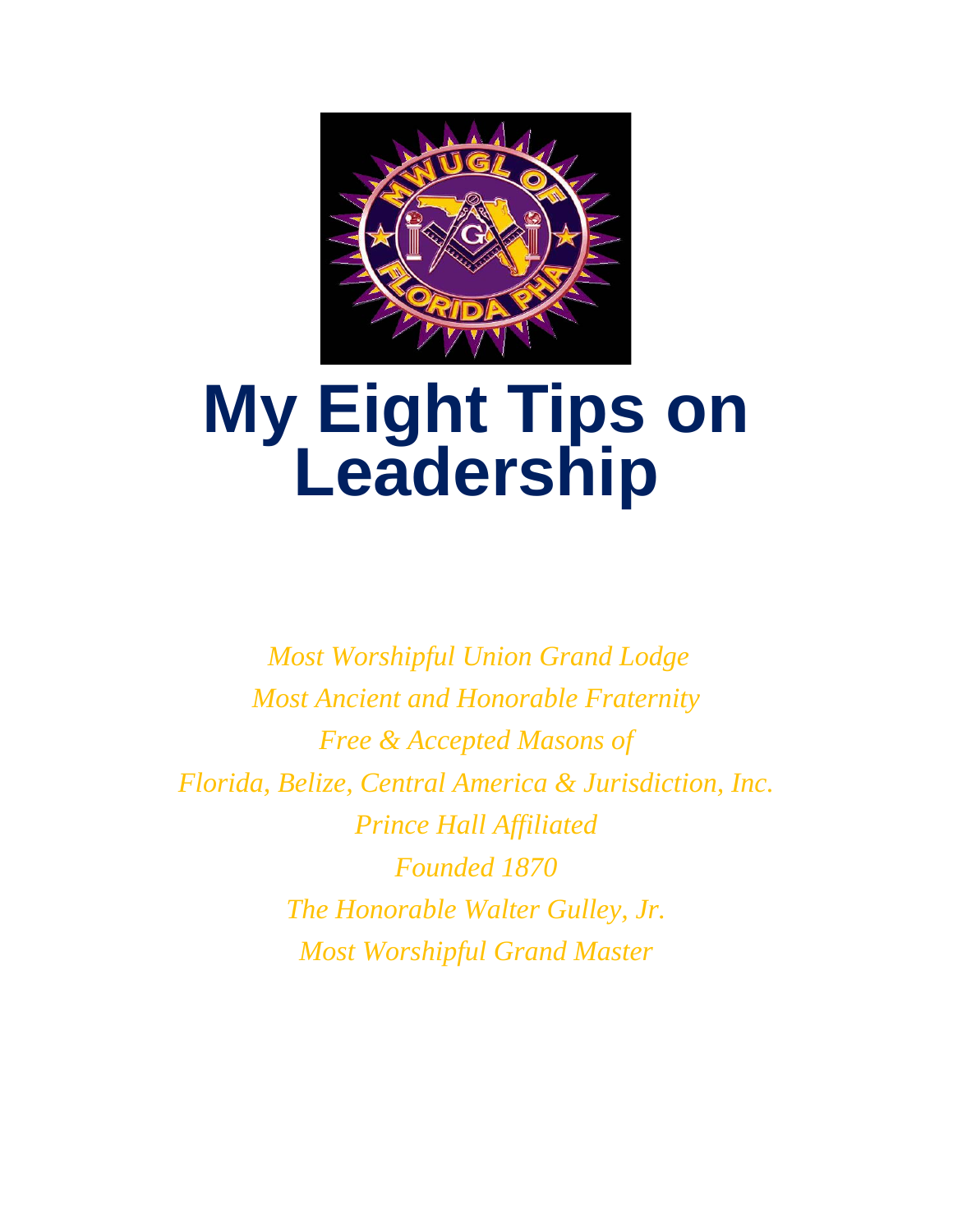# My Eight Tips on Leadership

*Most Worshipful Union Grand Lodge*

*Most Ancient and Honorable Fraternity*

*Free & Accepted Masons of*

*Florida, Belize, Central America & Jurisdiction, Inc.*

*Prince Hall Affiliated*

*Founded 1870*

*The Honorable Walter Gulley, Jr.*

*Most Worshipful Grand Master*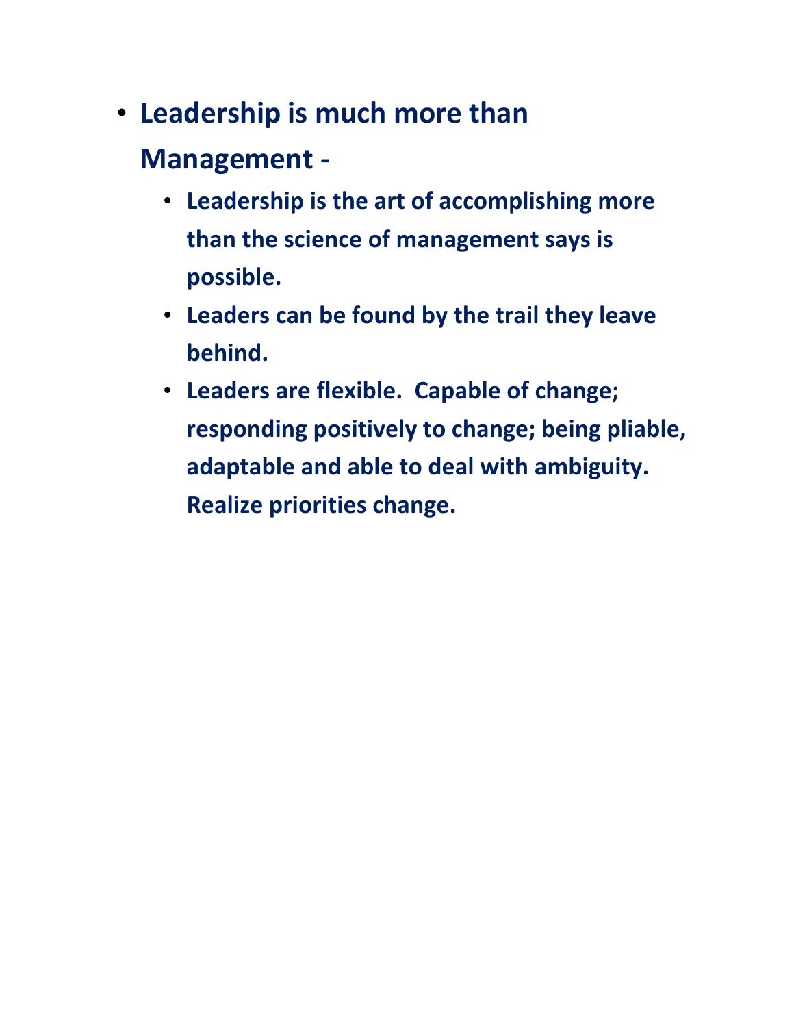- **Leadership is much more than Management -**
  - **Leadership is the art of accomplishing more than the science of management says is possible.**
  - **Leaders can be found by the trail they leave behind.**
  - **Leaders are flexible. Capable of change; responding positively to change; being pliable, adaptable and able to deal with ambiguity. Realize priorities change.**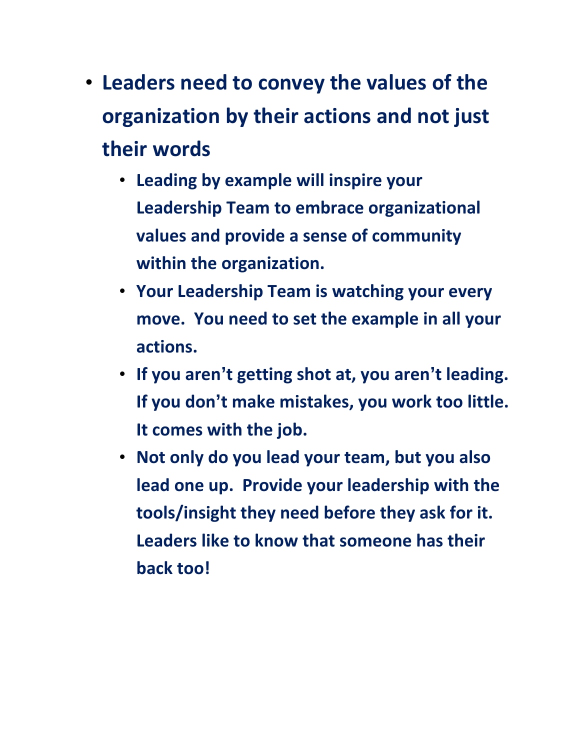- **Leaders need to convey the values of the organization by their actions and not just their words**
  - **Leading by example will inspire your Leadership Team to embrace organizational values and provide a sense of community within the organization.**
  - **Your Leadership Team is watching your every move. You need to set the example in all your actions.**
  - **If you aren't getting shot at, you aren't leading. If you don't make mistakes, you work too little. It comes with the job.**
  - **Not only do you lead your team, but you also lead one up. Provide your leadership with the tools/insight they need before they ask for it. Leaders like to know that someone has their back too!**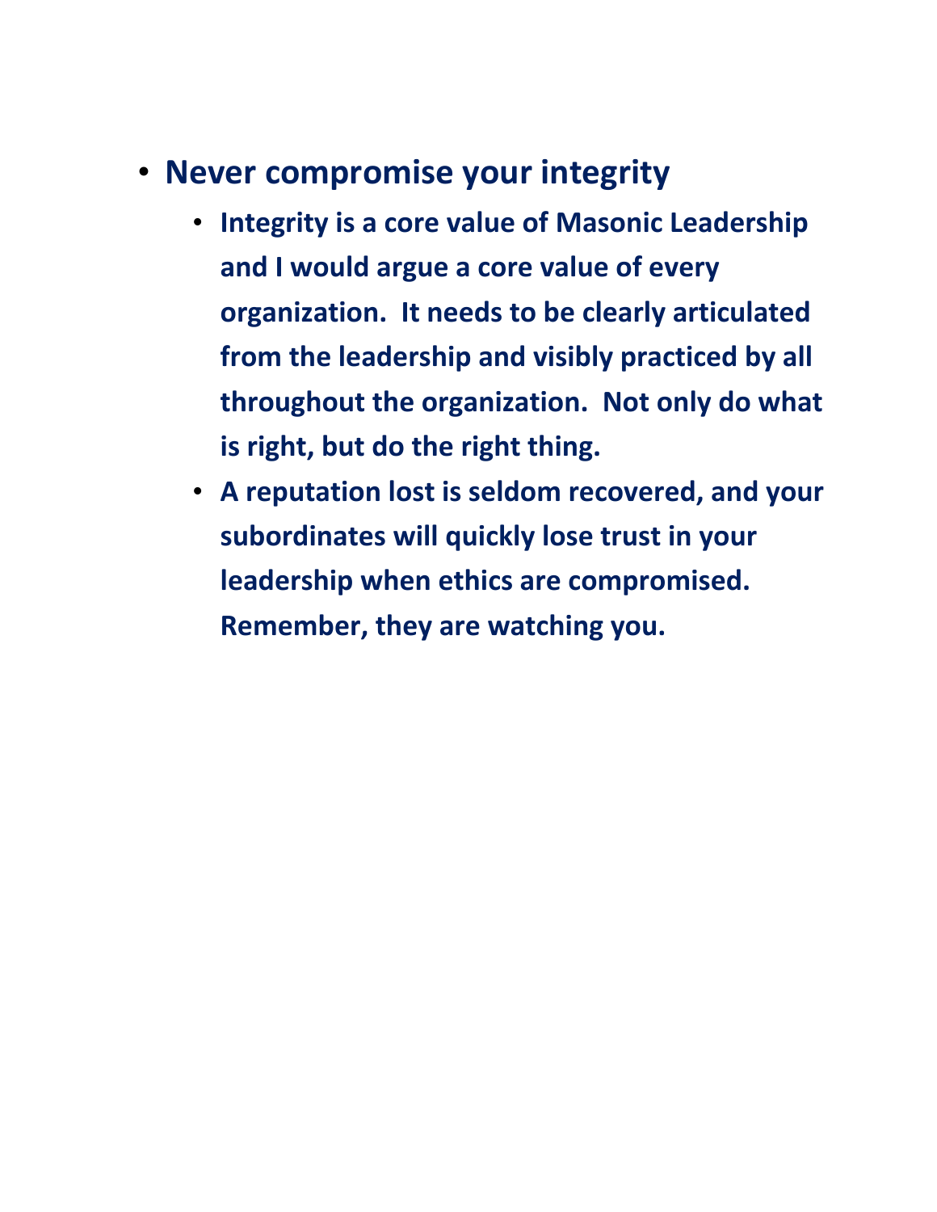- **Never compromise your integrity**
  - **Integrity is a core value of Masonic Leadership and I would argue a core value of every organization. It needs to be clearly articulated from the leadership and visibly practiced by all throughout the organization. Not only do what is right, but do the right thing.**
  - **A reputation lost is seldom recovered, and your subordinates will quickly lose trust in your leadership when ethics are compromised. Remember, they are watching you.**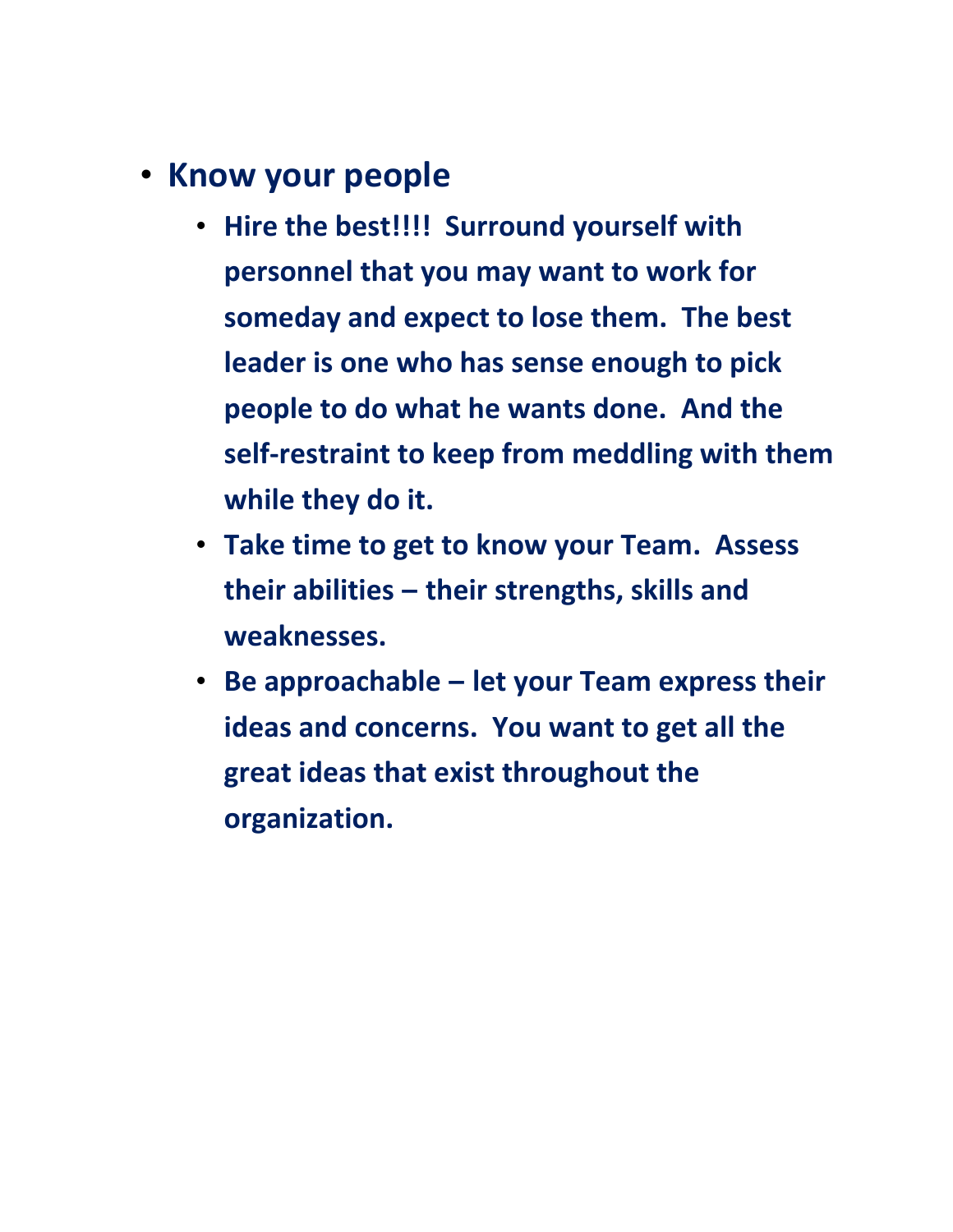- **Know your people**
  - **Hire the best!!!! Surround yourself with personnel that you may want to work for someday and expect to lose them. The best leader is one who has sense enough to pick people to do what he wants done. And the self-restraint to keep from meddling with them while they do it.**
  - **Take time to get to know your Team. Assess their abilities – their strengths, skills and weaknesses.**
  - **Be approachable – let your Team express their ideas and concerns. You want to get all the great ideas that exist throughout the organization.**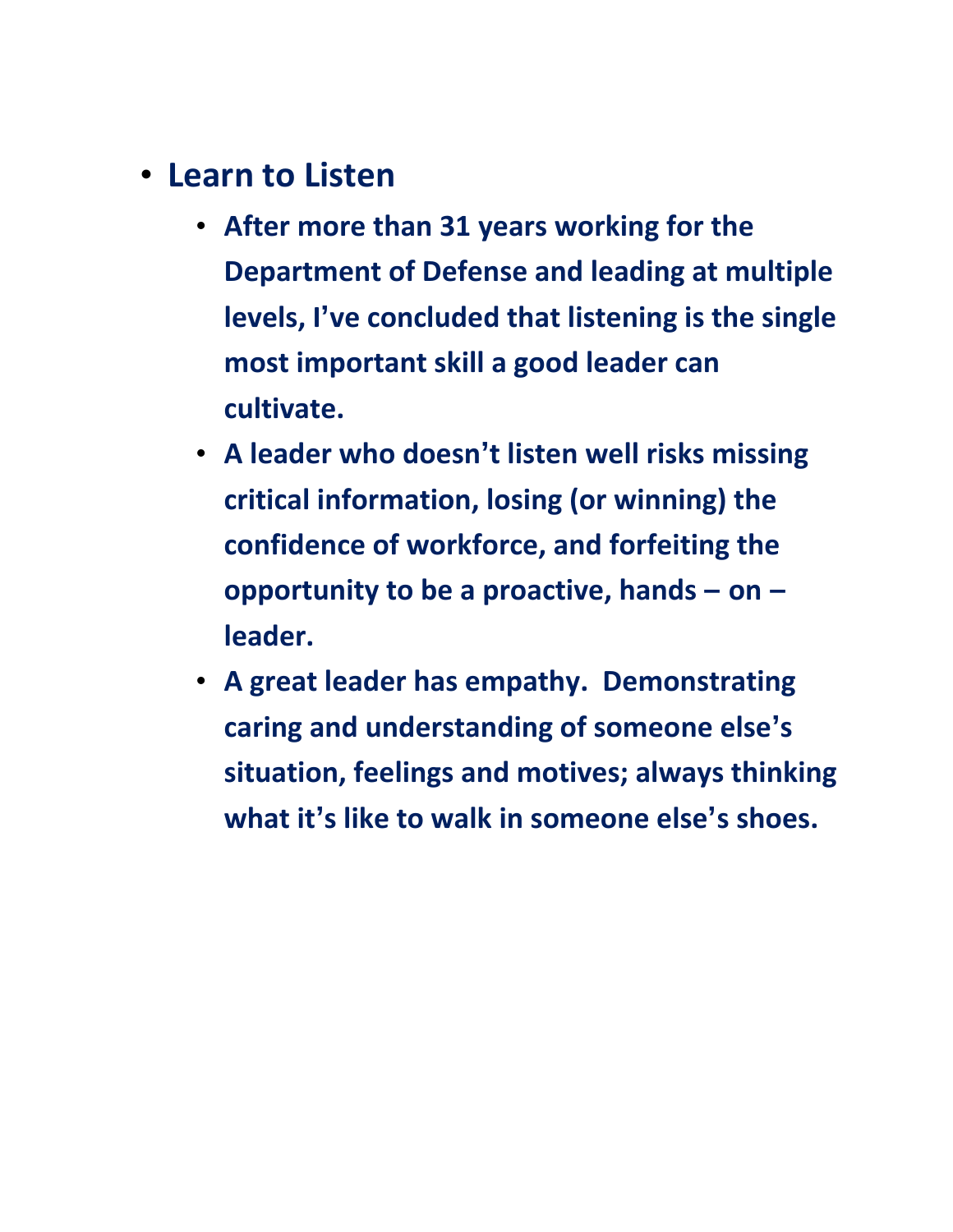- **Learn to Listen**
  - **After more than 31 years working for the Department of Defense and leading at multiple levels, I've concluded that listening is the single most important skill a good leader can cultivate.**
  - **A leader who doesn't listen well risks missing critical information, losing (or winning) the confidence of workforce, and forfeiting the opportunity to be a proactive, hands – on – leader.**
  - **A great leader has empathy. Demonstrating caring and understanding of someone else's situation, feelings and motives; always thinking what it's like to walk in someone else's shoes.**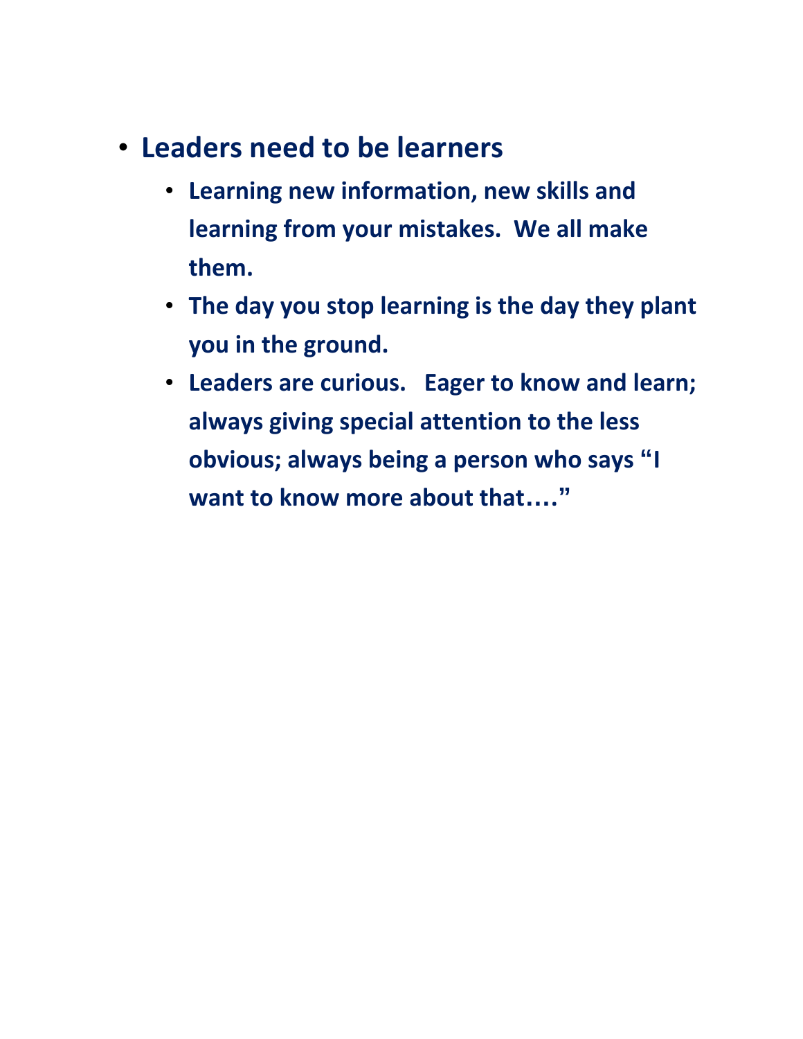- **Leaders need to be learners**
  - **Learning new information, new skills and learning from your mistakes.  We all make them.**
  - **The day you stop learning is the day they plant you in the ground.**
  - **Leaders are curious.   Eager to know and learn; always giving special attention to the less obvious; always being a person who says "I want to know more about that…."**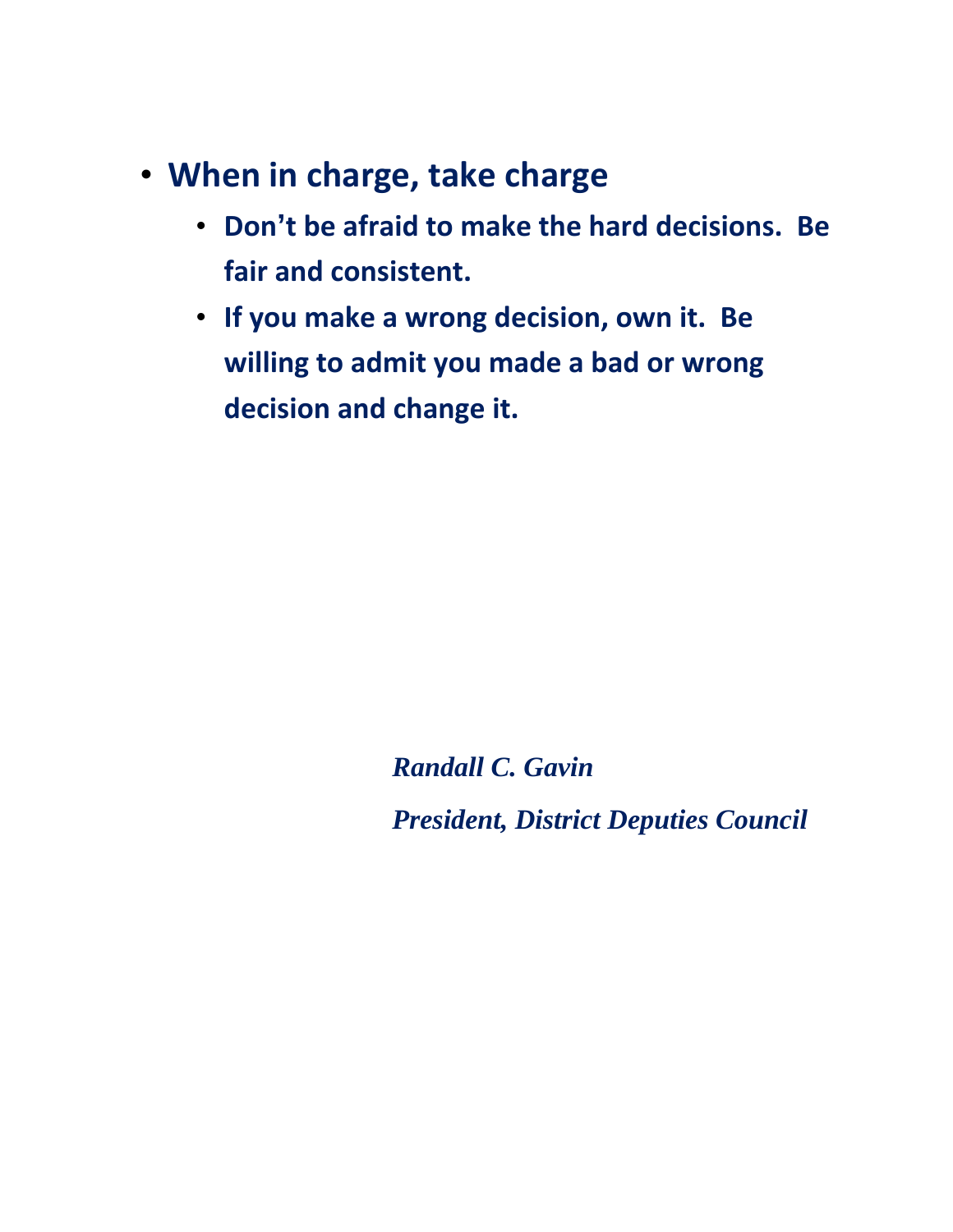- **When in charge, take charge**
  - **Don't be afraid to make the hard decisions. Be fair and consistent.**
  - **If you make a wrong decision, own it. Be willing to admit you made a bad or wrong decision and change it.**

***Randall C. Gavin***

***President, District Deputies Council***